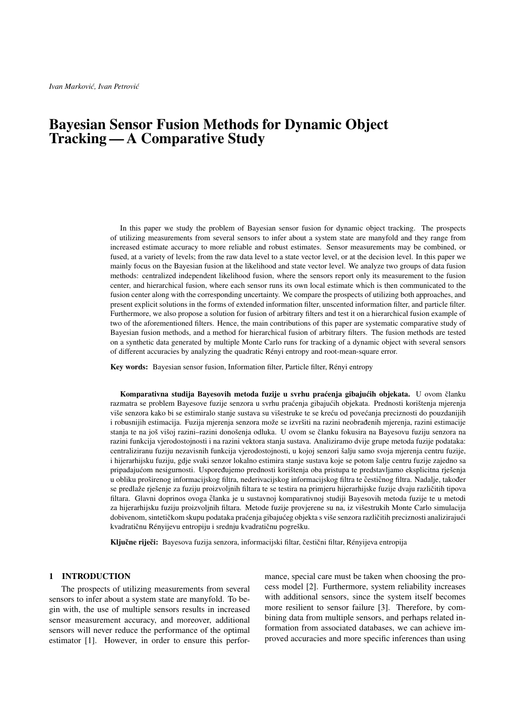*Ivan Marković, Ivan Petrović*

# Bayesian Sensor Fusion Methods for Dynamic Object Tracking — A Comparative Study

In this paper we study the problem of Bayesian sensor fusion for dynamic object tracking. The prospects of utilizing measurements from several sensors to infer about a system state are manyfold and they range from increased estimate accuracy to more reliable and robust estimates. Sensor measurements may be combined, or fused, at a variety of levels; from the raw data level to a state vector level, or at the decision level. In this paper we mainly focus on the Bayesian fusion at the likelihood and state vector level. We analyze two groups of data fusion methods: centralized independent likelihood fusion, where the sensors report only its measurement to the fusion center, and hierarchical fusion, where each sensor runs its own local estimate which is then communicated to the fusion center along with the corresponding uncertainty. We compare the prospects of utilizing both approaches, and present explicit solutions in the forms of extended information filter, unscented information filter, and particle filter. Furthermore, we also propose a solution for fusion of arbitrary filters and test it on a hierarchical fusion example of two of the aforementioned filters. Hence, the main contributions of this paper are systematic comparative study of Bayesian fusion methods, and a method for hierarchical fusion of arbitrary filters. The fusion methods are tested on a synthetic data generated by multiple Monte Carlo runs for tracking of a dynamic object with several sensors of different accuracies by analyzing the quadratic Rényi entropy and root-mean-square error.

**Key words:** Bayesian sensor fusion, Information filter, Particle filter, Rényi entropy

**Komparativna studija Bayesovih metoda fuzije u svrhu praćenja gibajućih objekata.** U ovom članku razmatra se problem Bayesove fuzije senzora u svrhu praćenja gibajućih objekata. Prednosti korištenja mjerenja više senzora kako bi se estimiralo stanje sustava su višestruke te se kreću od povećanja preciznosti do pouzdanijih i robusnijih estimacija. Fuzija mjerenja senzora može se izvršiti na razini neobrađenih mjerenja, razini estimacije stanja te na još višoj razini–razini donošenja odluka. U ovom se članku fokusira na Bayesovu fuziju senzora na razini funkcija vjerodostojnosti i na razini vektora stanja sustava. Analiziramo dvije grupe metoda fuzije podataka: centraliziranu fuziju nezavisnih funkcija vjerodostojnosti, u kojoj senzori šalju samo svoja mjerenja centru fuzije, i hijerarhijsku fuziju, gdje svaki senzor lokalno estimira stanje sustava koje se potom šalje centru fuzije zajedno sa pripadajućom nesigurnosti. Uspoređujemo prednosti korištenja oba pristupa te predstavljamo eksplicitna rješenja u obliku proširenog informacijskog filtra, nederivacijskog informacijskog filtra te čestičnog filtra. Nadalje, također se predlaže rješenje za fuziju proizvoljnih filtara te se testira na primjeru hijerarhijske fuzije dvaju različitih tipova filtara. Glavni doprinos ovoga članka je u sustavnoj komparativnoj studiji Bayesovih metoda fuzije te u metodi za hijerarhijsku fuziju proizvoljnih filtara. Metode fuzije provjerene su na, iz višestrukih Monte Carlo simulacija dobivenom, sintetičkom skupu podataka praćenja gibajućeg objekta s više senzora različitih preciznosti analizirajući kvadratičnu Rényijevu entropiju i srednju kvadratičnu pogrešku.

**Ključne riječi:** Bayesova fuzija senzora, informacijski filtar, čestični filtar, Rényijeva entropija

## 1 INTRODUCTION

The prospects of utilizing measurements from several sensors to infer about a system state are manyfold. To begin with, the use of multiple sensors results in increased sensor measurement accuracy, and moreover, additional sensors will never reduce the performance of the optimal estimator [1]. However, in order to ensure this performance, special care must be taken when choosing the process model [2]. Furthermore, system reliability increases with additional sensors, since the system itself becomes more resilient to sensor failure [3]. Therefore, by combining data from multiple sensors, and perhaps related information from associated databases, we can achieve improved accuracies and more specific inferences than using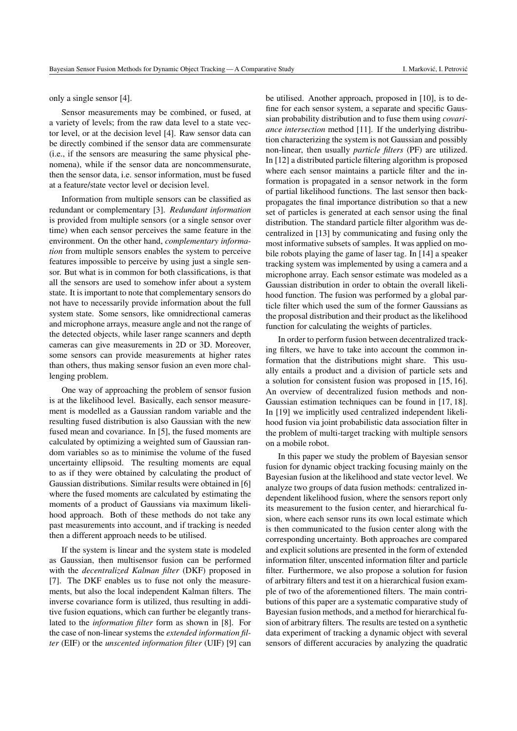only a single sensor [4].

Sensor measurements may be combined, or fused, at a variety of levels; from the raw data level to a state vector level, or at the decision level [4]. Raw sensor data can be directly combined if the sensor data are commensurate (i.e., if the sensors are measuring the same physical phenomena), while if the sensor data are noncommensurate, then the sensor data, i.e. sensor information, must be fused at a feature/state vector level or decision level.

Information from multiple sensors can be classified as redundant or complementary [3]. *Redundant information* is provided from multiple sensors (or a single sensor over time) when each sensor perceives the same feature in the environment. On the other hand, *complementary information* from multiple sensors enables the system to perceive features impossible to perceive by using just a single sensor. But what is in common for both classifications, is that all the sensors are used to somehow infer about a system state. It is important to note that complementary sensors do not have to necessarily provide information about the full system state. Some sensors, like omnidrectional cameras and microphone arrays, measure angle and not the range of the detected objects, while laser range scanners and depth cameras can give measurements in 2D or 3D. Moreover, some sensors can provide measurements at higher rates than others, thus making sensor fusion an even more challenging problem.

One way of approaching the problem of sensor fusion is at the likelihood level. Basically, each sensor measurement is modelled as a Gaussian random variable and the resulting fused distribution is also Gaussian with the new fused mean and covariance. In [5], the fused moments are calculated by optimizing a weighted sum of Gaussian random variables so as to minimise the volume of the fused uncertainty ellipsoid. The resulting moments are equal to as if they were obtained by calculating the product of Gaussian distributions. Similar results were obtained in [6] where the fused moments are calculated by estimating the moments of a product of Gaussians via maximum likelihood approach. Both of these methods do not take any past measurements into account, and if tracking is needed then a different approach needs to be utilised.

If the system is linear and the system state is modeled as Gaussian, then multisensor fusion can be performed with the *decentralized Kalman filter* (DKF) proposed in [7]. The DKF enables us to fuse not only the measurements, but also the local independent Kalman filters. The inverse covariance form is utilized, thus resulting in additive fusion equations, which can further be elegantly translated to the *information filter* form as shown in [8]. For the case of non-linear systems the *extended information filter* (EIF) or the *unscented information filter* (UIF) [9] can be utilised. Another approach, proposed in [10], is to define for each sensor system, a separate and specific Gaussian probability distribution and to fuse them using *covariance intersection* method [11]. If the underlying distribution characterizing the system is not Gaussian and possibly non-linear, then usually *particle filters* (PF) are utilized. In [12] a distributed particle filtering algorithm is proposed where each sensor maintains a particle filter and the information is propagated in a sensor network in the form of partial likelihood functions. The last sensor then backpropagates the final importance distribution so that a new set of particles is generated at each sensor using the final distribution. The standard particle filter algorithm was decentralized in [13] by communicating and fusing only the most informative subsets of samples. It was applied on mobile robots playing the game of laser tag. In [14] a speaker tracking system was implemented by using a camera and a microphone array. Each sensor estimate was modeled as a Gaussian distribution in order to obtain the overall likelihood function. The fusion was performed by a global particle filter which used the sum of the former Gaussians as the proposal distribution and their product as the likelihood function for calculating the weights of particles.

In order to perform fusion between decentralized tracking filters, we have to take into account the common information that the distributions might share. This usually entails a product and a division of particle sets and a solution for consistent fusion was proposed in [15, 16]. An overview of decentralized fusion methods and non-Gaussian estimation techniques can be found in [17, 18]. In [19] we implicitly used centralized independent likelihood fusion via joint probabilistic data association filter in the problem of multi-target tracking with multiple sensors on a mobile robot.

In this paper we study the problem of Bayesian sensor fusion for dynamic object tracking focusing mainly on the Bayesian fusion at the likelihood and state vector level. We analyze two groups of data fusion methods: centralized independent likelihood fusion, where the sensors report only its measurement to the fusion center, and hierarchical fusion, where each sensor runs its own local estimate which is then communicated to the fusion center along with the corresponding uncertainty. Both approaches are compared and explicit solutions are presented in the form of extended information filter, unscented information filter and particle filter. Furthermore, we also propose a solution for fusion of arbitrary filters and test it on a hierarchical fusion example of two of the aforementioned filters. The main contributions of this paper are a systematic comparative study of Bayesian fusion methods, and a method for hierarchical fusion of arbitrary filters. The results are tested on a synthetic data experiment of tracking a dynamic object with several sensors of different accuracies by analyzing the quadratic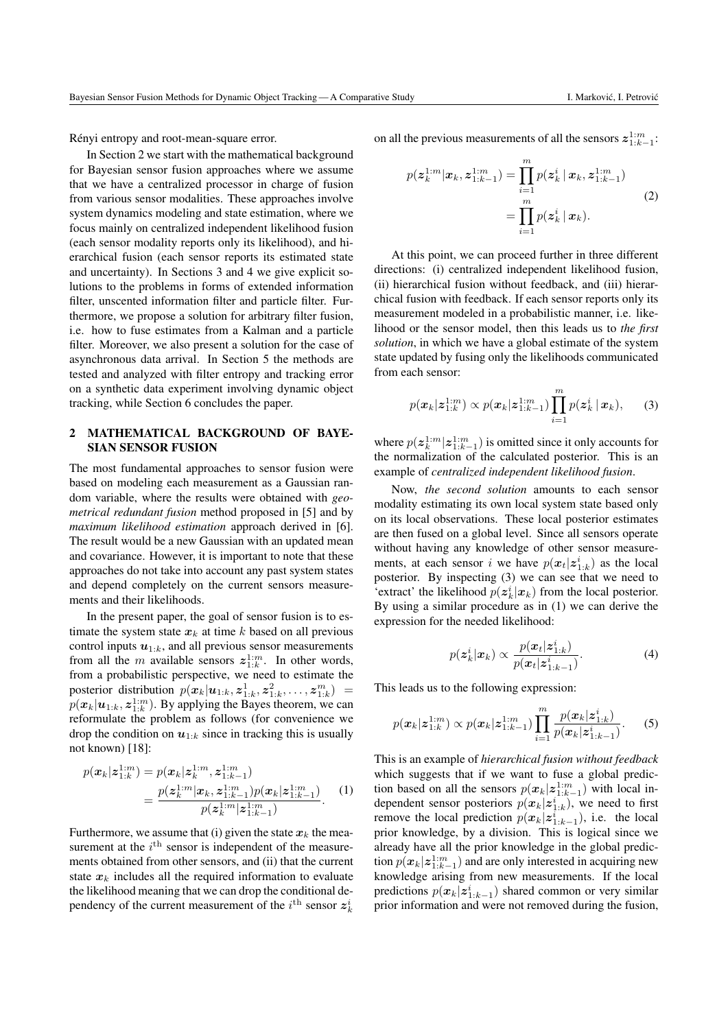Rényi entropy and root-mean-square error.

In Section 2 we start with the mathematical background for Bayesian sensor fusion approaches where we assume that we have a centralized processor in charge of fusion from various sensor modalities. These approaches involve system dynamics modeling and state estimation, where we focus mainly on centralized independent likelihood fusion (each sensor modality reports only its likelihood), and hierarchical fusion (each sensor reports its estimated state and uncertainty). In Sections 3 and 4 we give explicit solutions to the problems in forms of extended information filter, unscented information filter and particle filter. Furthermore, we propose a solution for arbitrary filter fusion, i.e. how to fuse estimates from a Kalman and a particle filter. Moreover, we also present a solution for the case of asynchronous data arrival. In Section 5 the methods are tested and analyzed with filter entropy and tracking error on a synthetic data experiment involving dynamic object tracking, while Section 6 concludes the paper.

## 2 MATHEMATICAL BACKGROUND OF BAYESIAN SENSOR FUSION

The most fundamental approaches to sensor fusion were based on modeling each measurement as a Gaussian random variable, where the results were obtained with *geometrical redundant fusion* method proposed in [5] and by *maximum likelihood estimation* approach derived in [6]. The result would be a new Gaussian with an updated mean and covariance. However, it is important to note that these approaches do not take into account any past system states and depend completely on the current sensors measurements and their likelihoods.

In the present paper, the goal of sensor fusion is to estimate the system state $\boldsymbol{x}_k$ at time $k$ based on all previous control inputs $\boldsymbol{u}_{1:k}$, and all previous sensor measurements from all the $m$ available sensors $\boldsymbol{z}_{1:k}^{1:m}$. In other words, from a probabilistic perspective, we need to estimate the posterior distribution $p(\boldsymbol{x}_k|\boldsymbol{u}_{1:k}, \boldsymbol{z}_{1:k}^1, \boldsymbol{z}_{1:k}^2, \ldots, \boldsymbol{z}_{1:k}^m) = p(\boldsymbol{x}_k|\boldsymbol{u}_{1:k}, \boldsymbol{z}_{1:k}^{1:m})$. By applying the Bayes theorem, we can reformulate the problem as follows (for convenience we drop the condition on $\boldsymbol{u}_{1:k}$ since in tracking this is usually not known) [18]:

$$
\begin{aligned}
p(\boldsymbol{x}_k|\boldsymbol{z}_{1:k}^{1:m}) &= p(\boldsymbol{x}_k|\boldsymbol{z}_k^{1:m}, \boldsymbol{z}_{1:k-1}^{1:m}) \\
&= \frac{p(\boldsymbol{z}_k^{1:m}|\boldsymbol{x}_k, \boldsymbol{z}_{1:k-1}^{1:m})p(\boldsymbol{x}_k|\boldsymbol{z}_{1:k-1}^{1:m})}{p(\boldsymbol{z}_k^{1:m}|\boldsymbol{z}_{1:k-1}^{1:m})}. \qquad (1)
\end{aligned}
$$

Furthermore, we assume that (i) given the state $\boldsymbol{x}_k$ the measurement at the $i^{\text{th}}$ sensor is independent of the measurements obtained from other sensors, and (ii) that the current state $\boldsymbol{x}_k$ includes all the required information to evaluate the likelihood meaning that we can drop the conditional dependency of the current measurement of the $i^{\text{th}}$ sensor $\boldsymbol{z}_k^i$ on all the previous measurements of all the sensors $\boldsymbol{z}_{1:k-1}^{1:m}$:

$$
\begin{aligned}
p(\boldsymbol{z}_k^{1:m}|\boldsymbol{x}_k, \boldsymbol{z}_{1:k-1}^{1:m}) &= \prod_{i=1}^{m} p(\boldsymbol{z}_k^i \,|\, \boldsymbol{x}_k, \boldsymbol{z}_{1:k-1}^{1:m}) \\
&= \prod_{i=1}^{m} p(\boldsymbol{z}_k^i \,|\, \boldsymbol{x}_k). \qquad (2)
\end{aligned}
$$

At this point, we can proceed further in three different directions: (i) centralized independent likelihood fusion, (ii) hierarchical fusion without feedback, and (iii) hierarchical fusion with feedback. If each sensor reports only its measurement modeled in a probabilistic manner, i.e. likelihood or the sensor model, then this leads us to *the first solution*, in which we have a global estimate of the system state updated by fusing only the likelihoods communicated from each sensor:

$$
p(\boldsymbol{x}_k|\boldsymbol{z}_{1:k}^{1:m}) \propto p(\boldsymbol{x}_k|\boldsymbol{z}_{1:k-1}^{1:m}) \prod_{i=1}^{m} p(\boldsymbol{z}_k^i \,|\, \boldsymbol{x}_k), \qquad (3)
$$

where $p(\boldsymbol{z}_k^{1:m}|\boldsymbol{z}_{1:k-1}^{1:m})$ is omitted since it only accounts for the normalization of the calculated posterior. This is an example of *centralized independent likelihood fusion*.

Now, *the second solution* amounts to each sensor modality estimating its own local system state based only on its local observations. These local posterior estimates are then fused on a global level. Since all sensors operate without having any knowledge of other sensor measurements, at each sensor $i$ we have $p(\boldsymbol{x}_t|\boldsymbol{z}_{1:k}^i)$ as the local posterior. By inspecting (3) we can see that we need to 'extract' the likelihood $p(\boldsymbol{z}_k^i|\boldsymbol{x}_k)$ from the local posterior. By using a similar procedure as in (1) we can derive the expression for the needed likelihood:

$$
p(\boldsymbol{z}_k^i|\boldsymbol{x}_k) \propto \frac{p(\boldsymbol{x}_t|\boldsymbol{z}_{1:k}^i)}{p(\boldsymbol{x}_t|\boldsymbol{z}_{1:k-1}^i)}. \qquad (4)
$$

This leads us to the following expression:

$$
p(\boldsymbol{x}_k|\boldsymbol{z}_{1:k}^{1:m}) \propto p(\boldsymbol{x}_k|\boldsymbol{z}_{1:k-1}^{1:m}) \prod_{i=1}^{m} \frac{p(\boldsymbol{x}_k|\boldsymbol{z}_{1:k}^i)}{p(\boldsymbol{x}_k|\boldsymbol{z}_{1:k-1}^i)}. \qquad (5)
$$

This is an example of *hierarchical fusion without feedback* which suggests that if we want to fuse a global prediction based on all the sensors $p(\boldsymbol{x}_k|\boldsymbol{z}_{1:k-1}^{1:m})$ with local independent sensor posteriors $p(\boldsymbol{x}_k|\boldsymbol{z}_{1:k}^i)$, we need to first remove the local prediction $p(\boldsymbol{x}_k|\boldsymbol{z}_{1:k-1}^i)$, i.e. the local prior knowledge, by a division. This is logical since we already have all the prior knowledge in the global prediction $p(\boldsymbol{x}_k|\boldsymbol{z}_{1:k-1}^{1:m})$ and are only interested in acquiring new knowledge arising from new measurements. If the local predictions $p(\boldsymbol{x}_k|\boldsymbol{z}_{1:k-1}^i)$ shared common or very similar prior information and were not removed during the fusion,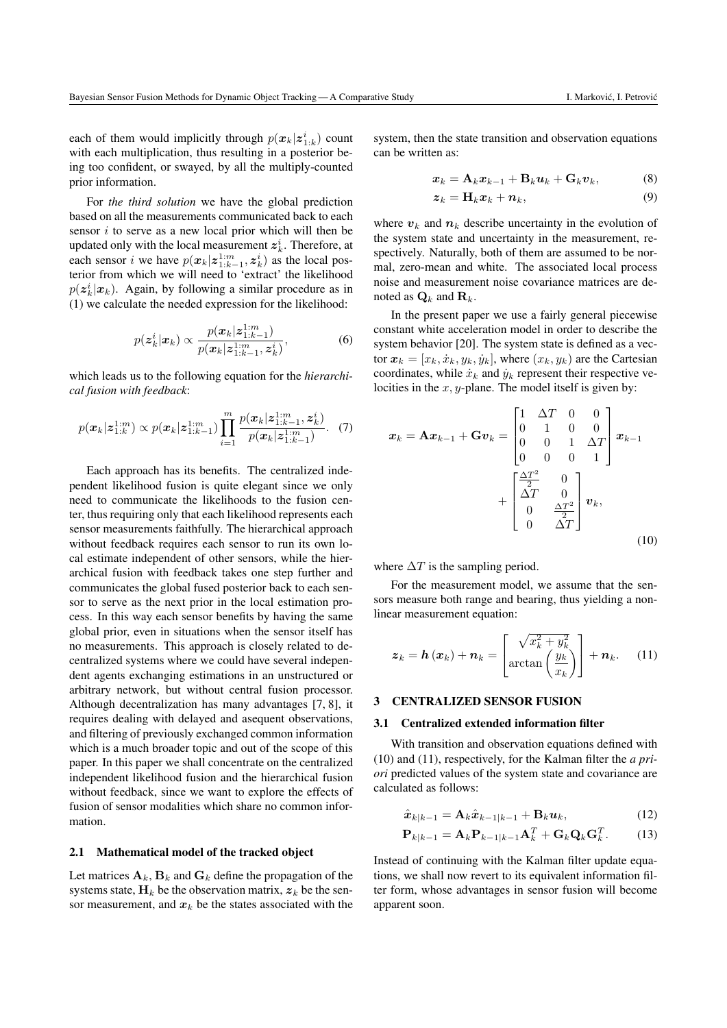each of them would implicitly through $p(\boldsymbol{x}_k|\boldsymbol{z}^i_{1:k})$ count with each multiplication, thus resulting in a posterior being too confident, or swayed, by all the multiply-counted prior information.

For *the third solution* we have the global prediction based on all the measurements communicated back to each sensor $i$ to serve as a new local prior which will then be updated only with the local measurement $\boldsymbol{z}^i_k$. Therefore, at each sensor $i$ we have $p(\boldsymbol{x}_k|\boldsymbol{z}^{1:m}_{1:k-1}, \boldsymbol{z}^i_k)$ as the local posterior from which we will need to 'extract' the likelihood $p(\boldsymbol{z}^i_k|\boldsymbol{x}_k)$. Again, by following a similar procedure as in (1) we calculate the needed expression for the likelihood:

$$p(\boldsymbol{z}^i_k|\boldsymbol{x}_k) \propto \frac{p(\boldsymbol{x}_k|\boldsymbol{z}^{1:m}_{1:k-1})}{p(\boldsymbol{x}_k|\boldsymbol{z}^{1:m}_{1:k-1}, \boldsymbol{z}^i_k)}, \tag{6}$$

which leads us to the following equation for the *hierarchical fusion with feedback*:

$$p(\boldsymbol{x}_k|\boldsymbol{z}^{1:m}_{1:k}) \propto p(\boldsymbol{x}_k|\boldsymbol{z}^{1:m}_{1:k-1}) \prod_{i=1}^{m} \frac{p(\boldsymbol{x}_k|\boldsymbol{z}^{1:m}_{1:k-1}, \boldsymbol{z}^i_k)}{p(\boldsymbol{x}_k|\boldsymbol{z}^{1:m}_{1:k-1})}. \tag{7}$$

Each approach has its benefits. The centralized independent likelihood fusion is quite elegant since we only need to communicate the likelihoods to the fusion center, thus requiring only that each likelihood represents each sensor measurements faithfully. The hierarchical approach without feedback requires each sensor to run its own local estimate independent of other sensors, while the hierarchical fusion with feedback takes one step further and communicates the global fused posterior back to each sensor to serve as the next prior in the local estimation process. In this way each sensor benefits by having the same global prior, even in situations when the sensor itself has no measurements. This approach is closely related to decentralized systems where we could have several independent agents exchanging estimations in an unstructured or arbitrary network, but without central fusion processor. Although decentralization has many advantages [7, 8], it requires dealing with delayed and asequent observations, and filtering of previously exchanged common information which is a much broader topic and out of the scope of this paper. In this paper we shall concentrate on the centralized independent likelihood fusion and the hierarchical fusion without feedback, since we want to explore the effects of fusion of sensor modalities which share no common information.

### 2.1 Mathematical model of the tracked object

Let matrices $\mathbf{A}_k$, $\mathbf{B}_k$ and $\mathbf{G}_k$ define the propagation of the systems state, $\mathbf{H}_k$ be the observation matrix, $\boldsymbol{z}_k$ be the sensor measurement, and $\boldsymbol{x}_k$ be the states associated with the system, then the state transition and observation equations can be written as:

$$\boldsymbol{x}_k = \mathbf{A}_k \boldsymbol{x}_{k-1} + \mathbf{B}_k \boldsymbol{u}_k + \mathbf{G}_k \boldsymbol{v}_k, \tag{8}$$

$$\boldsymbol{z}_k = \mathbf{H}_k \boldsymbol{x}_k + \boldsymbol{n}_k, \tag{9}$$

where $\boldsymbol{v}_k$ and $\boldsymbol{n}_k$ describe uncertainty in the evolution of the system state and uncertainty in the measurement, respectively. Naturally, both of them are assumed to be normal, zero-mean and white. The associated local process noise and measurement noise covariance matrices are denoted as $\mathbf{Q}_k$ and $\mathbf{R}_k$.

In the present paper we use a fairly general piecewise constant white acceleration model in order to describe the system behavior [20]. The system state is defined as a vector $\boldsymbol{x}_k = [x_k, \dot{x}_k, y_k, \dot{y}_k]$, where $(x_k, y_k)$ are the Cartesian coordinates, while $\dot{x}_k$ and $\dot{y}_k$ represent their respective velocities in the $x, y$-plane. The model itself is given by:

$$\boldsymbol{x}_k = \mathbf{A}\boldsymbol{x}_{k-1} + \mathbf{G}\boldsymbol{v}_k = \begin{bmatrix} 1 & \Delta T & 0 & 0 \\ 0 & 1 & 0 & 0 \\ 0 & 0 & 1 & \Delta T \\ 0 & 0 & 0 & 1 \end{bmatrix} \boldsymbol{x}_{k-1} + \begin{bmatrix} \frac{\Delta T^2}{2} & 0 \\ \Delta T & 0 \\ 0 & \frac{\Delta T^2}{2} \\ 0 & \Delta T \end{bmatrix} \boldsymbol{v}_k, \tag{10}$$

where $\Delta T$ is the sampling period.

For the measurement model, we assume that the sensors measure both range and bearing, thus yielding a nonlinear measurement equation:

$$\boldsymbol{z}_k = \boldsymbol{h}(\boldsymbol{x}_k) + \boldsymbol{n}_k = \begin{bmatrix} \sqrt{x_k^2 + y_k^2} \\ \arctan\left(\dfrac{y_k}{x_k}\right) \end{bmatrix} + \boldsymbol{n}_k. \tag{11}$$

## 3 CENTRALIZED SENSOR FUSION

### 3.1 Centralized extended information filter

With transition and observation equations defined with (10) and (11), respectively, for the Kalman filter the *a priori* predicted values of the system state and covariance are calculated as follows:

$$\hat{\boldsymbol{x}}_{k|k-1} = \mathbf{A}_k \hat{\boldsymbol{x}}_{k-1|k-1} + \mathbf{B}_k \boldsymbol{u}_k, \tag{12}$$

$$\mathbf{P}_{k|k-1} = \mathbf{A}_k \mathbf{P}_{k-1|k-1} \mathbf{A}_k^T + \mathbf{G}_k \mathbf{Q}_k \mathbf{G}_k^T. \tag{13}$$

Instead of continuing with the Kalman filter update equations, we shall now revert to its equivalent information filter form, whose advantages in sensor fusion will become apparent soon.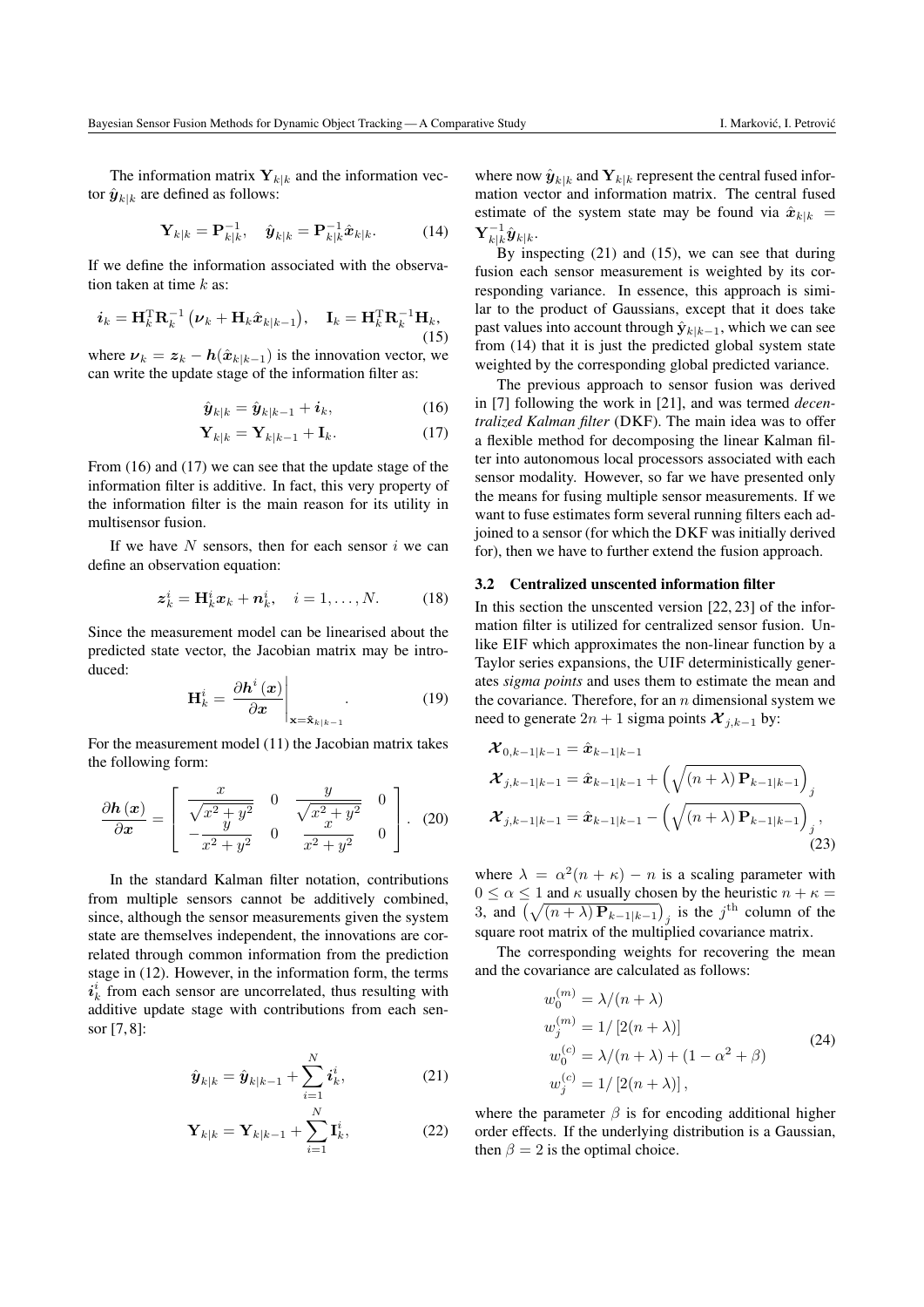The information matrix $\mathbf{Y}_{k|k}$ and the information vector $\hat{\boldsymbol{y}}_{k|k}$ are defined as follows:

$$\mathbf{Y}_{k|k} = \mathbf{P}_{k|k}^{-1}, \quad \hat{\boldsymbol{y}}_{k|k} = \mathbf{P}_{k|k}^{-1}\hat{\boldsymbol{x}}_{k|k}. \tag{14}$$

If we define the information associated with the observation taken at time $k$ as:

$$\boldsymbol{i}_k = \mathbf{H}_k^{\mathrm{T}}\mathbf{R}_k^{-1}\left(\boldsymbol{\nu}_k + \mathbf{H}_k\hat{\boldsymbol{x}}_{k|k-1}\right), \quad \mathbf{I}_k = \mathbf{H}_k^{\mathrm{T}}\mathbf{R}_k^{-1}\mathbf{H}_k, \tag{15}$$

where $\boldsymbol{\nu}_k = \boldsymbol{z}_k - \boldsymbol{h}(\hat{\boldsymbol{x}}_{k|k-1})$ is the innovation vector, we can write the update stage of the information filter as:

$$\hat{\boldsymbol{y}}_{k|k} = \hat{\boldsymbol{y}}_{k|k-1} + \boldsymbol{i}_k, \tag{16}$$

$$\mathbf{Y}_{k|k} = \mathbf{Y}_{k|k-1} + \mathbf{I}_k. \tag{17}$$

From (16) and (17) we can see that the update stage of the information filter is additive. In fact, this very property of the information filter is the main reason for its utility in multisensor fusion.

If we have $N$ sensors, then for each sensor $i$ we can define an observation equation:

$$\boldsymbol{z}_k^i = \mathbf{H}_k^i\boldsymbol{x}_k + \boldsymbol{n}_k^i, \quad i = 1, \ldots, N. \tag{18}$$

Since the measurement model can be linearised about the predicted state vector, the Jacobian matrix may be introduced:

$$\mathbf{H}_k^i = \left.\frac{\partial \boldsymbol{h}^i(\boldsymbol{x})}{\partial \boldsymbol{x}}\right|_{\mathbf{x}=\hat{\mathbf{x}}_{k|k-1}}. \tag{19}$$

For the measurement model (11) the Jacobian matrix takes the following form:

$$\frac{\partial \boldsymbol{h}(\boldsymbol{x})}{\partial \boldsymbol{x}} = \begin{bmatrix} \dfrac{x}{\sqrt{x^2+y^2}} & 0 & \dfrac{y}{\sqrt{x^2+y^2}} & 0 \\ -\dfrac{y}{x^2+y^2} & 0 & \dfrac{x}{x^2+y^2} & 0 \end{bmatrix}. \tag{20}$$

In the standard Kalman filter notation, contributions from multiple sensors cannot be additively combined, since, although the sensor measurements given the system state are themselves independent, the innovations are correlated through common information from the prediction stage in (12). However, in the information form, the terms $\boldsymbol{i}_k^i$ from each sensor are uncorrelated, thus resulting with additive update stage with contributions from each sensor [7, 8]:

$$\hat{\boldsymbol{y}}_{k|k} = \hat{\boldsymbol{y}}_{k|k-1} + \sum_{i=1}^{N}\boldsymbol{i}_k^i, \tag{21}$$

$$\mathbf{Y}_{k|k} = \mathbf{Y}_{k|k-1} + \sum_{i=1}^{N}\mathbf{I}_k^i, \tag{22}$$

where now $\hat{\boldsymbol{y}}_{k|k}$ and $\mathbf{Y}_{k|k}$ represent the central fused information vector and information matrix. The central fused estimate of the system state may be found via $\hat{\boldsymbol{x}}_{k|k} = \mathbf{Y}_{k|k}^{-1}\hat{\boldsymbol{y}}_{k|k}$.

By inspecting (21) and (15), we can see that during fusion each sensor measurement is weighted by its corresponding variance. In essence, this approach is similar to the product of Gaussians, except that it does take past values into account through $\hat{\mathbf{y}}_{k|k-1}$, which we can see from (14) that it is just the predicted global system state weighted by the corresponding global predicted variance.

The previous approach to sensor fusion was derived in [7] following the work in [21], and was termed *decentralized Kalman filter* (DKF). The main idea was to offer a flexible method for decomposing the linear Kalman filter into autonomous local processors associated with each sensor modality. However, so far we have presented only the means for fusing multiple sensor measurements. If we want to fuse estimates form several running filters each adjoined to a sensor (for which the DKF was initially derived for), then we have to further extend the fusion approach.

### 3.2 Centralized unscented information filter

In this section the unscented version [22, 23] of the information filter is utilized for centralized sensor fusion. Unlike EIF which approximates the non-linear function by a Taylor series expansions, the UIF deterministically generates *sigma points* and uses them to estimate the mean and the covariance. Therefore, for an $n$ dimensional system we need to generate $2n+1$ sigma points $\boldsymbol{\mathcal{X}}_{j,k-1}$ by:

$$\begin{aligned}
\boldsymbol{\mathcal{X}}_{0,k-1|k-1} &= \hat{\boldsymbol{x}}_{k-1|k-1} \\
\boldsymbol{\mathcal{X}}_{j,k-1|k-1} &= \hat{\boldsymbol{x}}_{k-1|k-1} + \left(\sqrt{(n+\lambda)\,\mathbf{P}_{k-1|k-1}}\right)_j \\
\boldsymbol{\mathcal{X}}_{j,k-1|k-1} &= \hat{\boldsymbol{x}}_{k-1|k-1} - \left(\sqrt{(n+\lambda)\,\mathbf{P}_{k-1|k-1}}\right)_j,
\end{aligned} \tag{23}$$

where $\lambda = \alpha^2(n+\kappa) - n$ is a scaling parameter with $0 \leq \alpha \leq 1$ and $\kappa$ usually chosen by the heuristic $n + \kappa = 3$, and $\left(\sqrt{(n+\lambda)\,\mathbf{P}_{k-1|k-1}}\right)_j$ is the $j^{\mathrm{th}}$ column of the square root matrix of the multiplied covariance matrix.

The corresponding weights for recovering the mean and the covariance are calculated as follows:

$$\begin{aligned}
w_0^{(m)} &= \lambda/(n+\lambda) \\
w_j^{(m)} &= 1/\left[2(n+\lambda)\right] \\
w_0^{(c)} &= \lambda/(n+\lambda) + (1-\alpha^2+\beta) \\
w_j^{(c)} &= 1/\left[2(n+\lambda)\right],
\end{aligned} \tag{24}$$

where the parameter $\beta$ is for encoding additional higher order effects. If the underlying distribution is a Gaussian, then $\beta = 2$ is the optimal choice.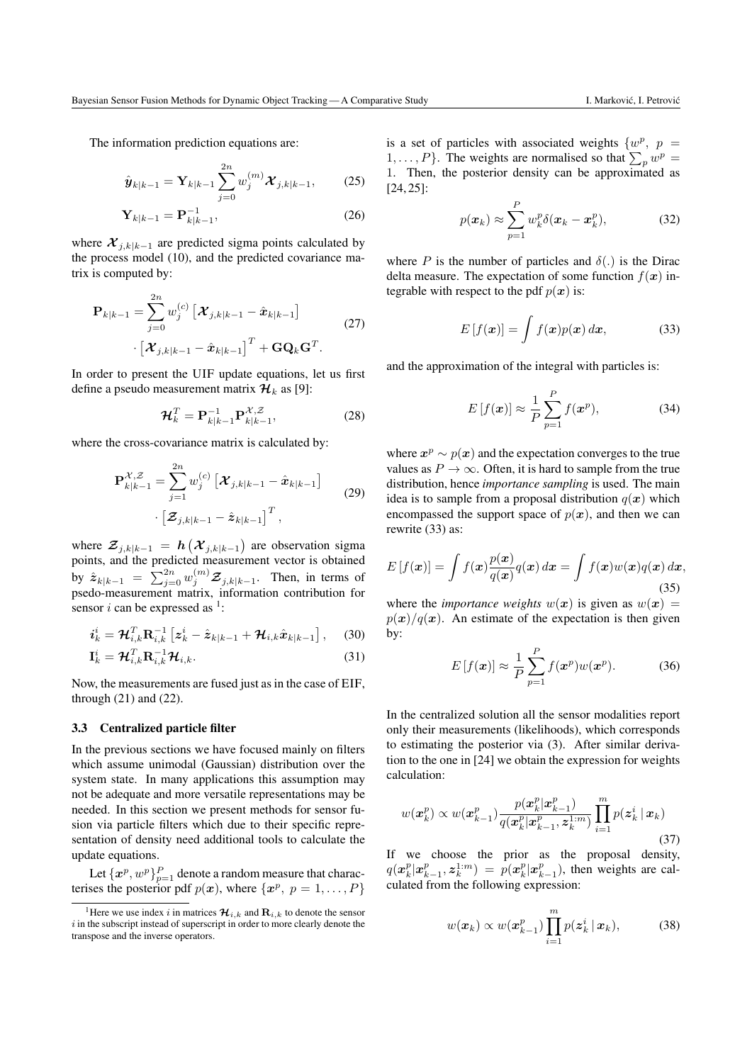The information prediction equations are:

$$\hat{\boldsymbol{y}}_{k|k-1} = \mathbf{Y}_{k|k-1} \sum_{j=0}^{2n} w_j^{(m)} \boldsymbol{\mathcal{X}}_{j,k|k-1}, \tag{25}$$

$$\mathbf{Y}_{k|k-1} = \mathbf{P}_{k|k-1}^{-1}, \tag{26}$$

where $\boldsymbol{\mathcal{X}}_{j,k|k-1}$ are predicted sigma points calculated by the process model (10), and the predicted covariance matrix is computed by:

$$\begin{aligned}\mathbf{P}_{k|k-1} = \sum_{j=0}^{2n} w_j^{(c)} \left[\boldsymbol{\mathcal{X}}_{j,k|k-1} - \hat{\boldsymbol{x}}_{k|k-1}\right] \\ \cdot \left[\boldsymbol{\mathcal{X}}_{j,k|k-1} - \hat{\boldsymbol{x}}_{k|k-1}\right]^T + \mathbf{G}\mathbf{Q}_k\mathbf{G}^T.\end{aligned} \tag{27}$$

In order to present the UIF update equations, let us first define a pseudo measurement matrix $\boldsymbol{\mathcal{H}}_k$ as [9]:

$$\boldsymbol{\mathcal{H}}_k^T = \mathbf{P}_{k|k-1}^{-1} \mathbf{P}_{k|k-1}^{\mathcal{X},\mathcal{Z}}, \tag{28}$$

where the cross-covariance matrix is calculated by:

$$\begin{aligned}\mathbf{P}_{k|k-1}^{\mathcal{X},\mathcal{Z}} = \sum_{j=1}^{2n} w_j^{(c)} \left[\boldsymbol{\mathcal{X}}_{j,k|k-1} - \hat{\boldsymbol{x}}_{k|k-1}\right] \\ \cdot \left[\boldsymbol{\mathcal{Z}}_{j,k|k-1} - \hat{\boldsymbol{z}}_{k|k-1}\right]^T,\end{aligned} \tag{29}$$

where $\boldsymbol{\mathcal{Z}}_{j,k|k-1} = \boldsymbol{h}\left(\boldsymbol{\mathcal{X}}_{j,k|k-1}\right)$ are observation sigma points, and the predicted measurement vector is obtained by $\hat{\boldsymbol{z}}_{k|k-1} = \sum_{j=0}^{2n} w_j^{(m)} \boldsymbol{\mathcal{Z}}_{j,k|k-1}$. Then, in terms of psedo-measurement matrix, information contribution for sensor $i$ can be expressed as [1]:

$$\boldsymbol{i}_k^i = \boldsymbol{\mathcal{H}}_{i,k}^T \mathbf{R}_{i,k}^{-1} \left[\boldsymbol{z}_k^i - \hat{\boldsymbol{z}}_{k|k-1} + \boldsymbol{\mathcal{H}}_{i,k} \hat{\boldsymbol{x}}_{k|k-1}\right], \tag{30}$$

$$\mathbf{I}_k^i = \boldsymbol{\mathcal{H}}_{i,k}^T \mathbf{R}_{i,k}^{-1} \boldsymbol{\mathcal{H}}_{i,k}. \tag{31}$$

Now, the measurements are fused just as in the case of EIF, through (21) and (22).

### 3.3 Centralized particle filter

In the previous sections we have focused mainly on filters which assume unimodal (Gaussian) distribution over the system state. In many applications this assumption may not be adequate and more versatile representations may be needed. In this section we present methods for sensor fusion via particle filters which due to their specific representation of density need additional tools to calculate the update equations.

Let $\{\boldsymbol{x}^p, w^p\}_{p=1}^P$ denote a random measure that characterises the posterior pdf $p(\boldsymbol{x})$, where $\{\boldsymbol{x}^p,\ p = 1,\dots,P\}$ is a set of particles with associated weights $\{w^p,\ p = 1,\dots,P\}$. The weights are normalised so that $\sum_p w^p = 1$. Then, the posterior density can be approximated as [24, 25]:

$$p(\boldsymbol{x}_k) \approx \sum_{p=1}^{P} w_k^p \delta(\boldsymbol{x}_k - \boldsymbol{x}_k^p), \tag{32}$$

where $P$ is the number of particles and $\delta(.)$ is the Dirac delta measure. The expectation of some function $f(\boldsymbol{x})$ integrable with respect to the pdf $p(\boldsymbol{x})$ is:

$$E\left[f(\boldsymbol{x})\right] = \int f(\boldsymbol{x}) p(\boldsymbol{x})\, d\boldsymbol{x}, \tag{33}$$

and the approximation of the integral with particles is:

$$E\left[f(\boldsymbol{x})\right] \approx \frac{1}{P} \sum_{p=1}^{P} f(\boldsymbol{x}^p), \tag{34}$$

where $\boldsymbol{x}^p \sim p(\boldsymbol{x})$ and the expectation converges to the true values as $P \to \infty$. Often, it is hard to sample from the true distribution, hence *importance sampling* is used. The main idea is to sample from a proposal distribution $q(\boldsymbol{x})$ which encompassed the support space of $p(\boldsymbol{x})$, and then we can rewrite (33) as:

$$E\left[f(\boldsymbol{x})\right] = \int f(\boldsymbol{x}) \frac{p(\boldsymbol{x})}{q(\boldsymbol{x})} q(\boldsymbol{x})\, d\boldsymbol{x} = \int f(\boldsymbol{x}) w(\boldsymbol{x}) q(\boldsymbol{x})\, d\boldsymbol{x}, \tag{35}$$

where the *importance weights* $w(\boldsymbol{x})$ is given as $w(\boldsymbol{x}) = p(\boldsymbol{x})/q(\boldsymbol{x})$. An estimate of the expectation is then given by:

$$E\left[f(\boldsymbol{x})\right] \approx \frac{1}{P} \sum_{p=1}^{P} f(\boldsymbol{x}^p) w(\boldsymbol{x}^p). \tag{36}$$

In the centralized solution all the sensor modalities report only their measurements (likelihoods), which corresponds to estimating the posterior via (3). After similar derivation to the one in [24] we obtain the expression for weights calculation:

$$w(\boldsymbol{x}_k^p) \propto w(\boldsymbol{x}_{k-1}^p) \frac{p(\boldsymbol{x}_k^p | \boldsymbol{x}_{k-1}^p)}{q(\boldsymbol{x}_k^p | \boldsymbol{x}_{k-1}^p, \boldsymbol{z}_k^{1:m})} \prod_{i=1}^{m} p(\boldsymbol{z}_k^i \,|\, \boldsymbol{x}_k) \tag{37}$$

If we choose the prior as the proposal density, $q(\boldsymbol{x}_k^p | \boldsymbol{x}_{k-1}^p, \boldsymbol{z}_k^{1:m}) = p(\boldsymbol{x}_k^p | \boldsymbol{x}_{k-1}^p)$, then weights are calculated from the following expression:

$$w(\boldsymbol{x}_k) \propto w(\boldsymbol{x}_{k-1}^p) \prod_{i=1}^{m} p(\boldsymbol{z}_k^i \,|\, \boldsymbol{x}_k), \tag{38}$$

[1] Here we use index $i$ in matrices $\boldsymbol{\mathcal{H}}_{i,k}$ and $\mathbf{R}_{i,k}$ to denote the sensor $i$ in the subscript instead of superscript in order to more clearly denote the transpose and the inverse operators.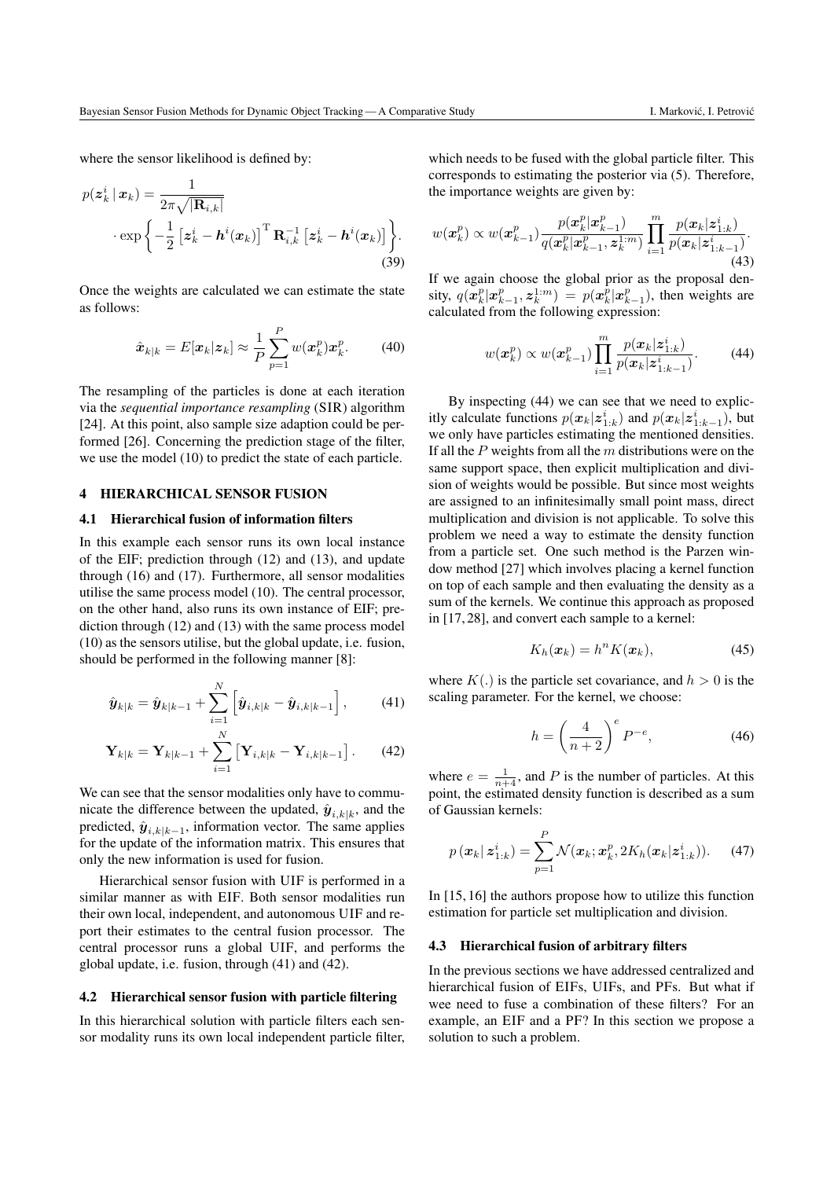where the sensor likelihood is defined by:

$$p(\boldsymbol{z}_k^i \,|\, \boldsymbol{x}_k) = \frac{1}{2\pi\sqrt{|\mathbf{R}_{i,k}|}} \cdot \exp\left\{ -\frac{1}{2}\left[\boldsymbol{z}_k^i - \boldsymbol{h}^i(\boldsymbol{x}_k)\right]^{\mathrm{T}} \mathbf{R}_{i,k}^{-1} \left[\boldsymbol{z}_k^i - \boldsymbol{h}^i(\boldsymbol{x}_k)\right] \right\}. \tag{39}$$

Once the weights are calculated we can estimate the state as follows:

$$\hat{\boldsymbol{x}}_{k|k} = E[\boldsymbol{x}_k|\boldsymbol{z}_k] \approx \frac{1}{P}\sum_{p=1}^{P} w(\boldsymbol{x}_k^p)\boldsymbol{x}_k^p. \tag{40}$$

The resampling of the particles is done at each iteration via the *sequential importance resampling* (SIR) algorithm [24]. At this point, also sample size adaption could be performed [26]. Concerning the prediction stage of the filter, we use the model (10) to predict the state of each particle.

## 4 HIERARCHICAL SENSOR FUSION

### 4.1 Hierarchical fusion of information filters

In this example each sensor runs its own local instance of the EIF; prediction through (12) and (13), and update through (16) and (17). Furthermore, all sensor modalities utilise the same process model (10). The central processor, on the other hand, also runs its own instance of EIF; prediction through (12) and (13) with the same process model (10) as the sensors utilise, but the global update, i.e. fusion, should be performed in the following manner [8]:

$$\hat{\boldsymbol{y}}_{k|k} = \hat{\boldsymbol{y}}_{k|k-1} + \sum_{i=1}^{N}\left[\hat{\boldsymbol{y}}_{i,k|k} - \hat{\boldsymbol{y}}_{i,k|k-1}\right], \tag{41}$$

$$\mathbf{Y}_{k|k} = \mathbf{Y}_{k|k-1} + \sum_{i=1}^{N}\left[\mathbf{Y}_{i,k|k} - \mathbf{Y}_{i,k|k-1}\right]. \tag{42}$$

We can see that the sensor modalities only have to communicate the difference between the updated, $\hat{\boldsymbol{y}}_{i,k|k}$, and the predicted, $\hat{\boldsymbol{y}}_{i,k|k-1}$, information vector. The same applies for the update of the information matrix. This ensures that only the new information is used for fusion.

Hierarchical sensor fusion with UIF is performed in a similar manner as with EIF. Both sensor modalities run their own local, independent, and autonomous UIF and report their estimates to the central fusion processor. The central processor runs a global UIF, and performs the global update, i.e. fusion, through (41) and (42).

### 4.2 Hierarchical sensor fusion with particle filtering

In this hierarchical solution with particle filters each sensor modality runs its own local independent particle filter, which needs to be fused with the global particle filter. This corresponds to estimating the posterior via (5). Therefore, the importance weights are given by:

$$w(\boldsymbol{x}_k^p) \propto w(\boldsymbol{x}_{k-1}^p)\frac{p(\boldsymbol{x}_k^p|\boldsymbol{x}_{k-1}^p)}{q(\boldsymbol{x}_k^p|\boldsymbol{x}_{k-1}^p, \boldsymbol{z}_k^{1:m})}\prod_{i=1}^{m}\frac{p(\boldsymbol{x}_k|\boldsymbol{z}_{1:k}^i)}{p(\boldsymbol{x}_k|\boldsymbol{z}_{1:k-1}^i)}. \tag{43}$$

If we again choose the global prior as the proposal density, $q(\boldsymbol{x}_k^p|\boldsymbol{x}_{k-1}^p, \boldsymbol{z}_k^{1:m}) = p(\boldsymbol{x}_k^p|\boldsymbol{x}_{k-1}^p)$, then weights are calculated from the following expression:

$$w(\boldsymbol{x}_k^p) \propto w(\boldsymbol{x}_{k-1}^p)\prod_{i=1}^{m}\frac{p(\boldsymbol{x}_k|\boldsymbol{z}_{1:k}^i)}{p(\boldsymbol{x}_k|\boldsymbol{z}_{1:k-1}^i)}. \tag{44}$$

By inspecting (44) we can see that we need to explicitly calculate functions $p(\boldsymbol{x}_k|\boldsymbol{z}_{1:k}^i)$ and $p(\boldsymbol{x}_k|\boldsymbol{z}_{1:k-1}^i)$, but we only have particles estimating the mentioned densities. If all the $P$ weights from all the $m$ distributions were on the same support space, then explicit multiplication and division of weights would be possible. But since most weights are assigned to an infinitesimally small point mass, direct multiplication and division is not applicable. To solve this problem we need a way to estimate the density function from a particle set. One such method is the Parzen window method [27] which involves placing a kernel function on top of each sample and then evaluating the density as a sum of the kernels. We continue this approach as proposed in [17, 28], and convert each sample to a kernel:

$$K_h(\boldsymbol{x}_k) = h^n K(\boldsymbol{x}_k), \tag{45}$$

where $K(.)$ is the particle set covariance, and $h > 0$ is the scaling parameter. For the kernel, we choose:

$$h = \left(\frac{4}{n+2}\right)^e P^{-e}, \tag{46}$$

where $e = \frac{1}{n+4}$, and $P$ is the number of particles. At this point, the estimated density function is described as a sum of Gaussian kernels:

$$p\left(\boldsymbol{x}_k \,|\, \boldsymbol{z}_{1:k}^i\right) = \sum_{p=1}^{P}\mathcal{N}(\boldsymbol{x}_k; \boldsymbol{x}_k^p, 2K_h(\boldsymbol{x}_k|\boldsymbol{z}_{1:k}^i)). \tag{47}$$

In [15, 16] the authors propose how to utilize this function estimation for particle set multiplication and division.

### 4.3 Hierarchical fusion of arbitrary filters

In the previous sections we have addressed centralized and hierarchical fusion of EIFs, UIFs, and PFs. But what if wee need to fuse a combination of these filters? For an example, an EIF and a PF? In this section we propose a solution to such a problem.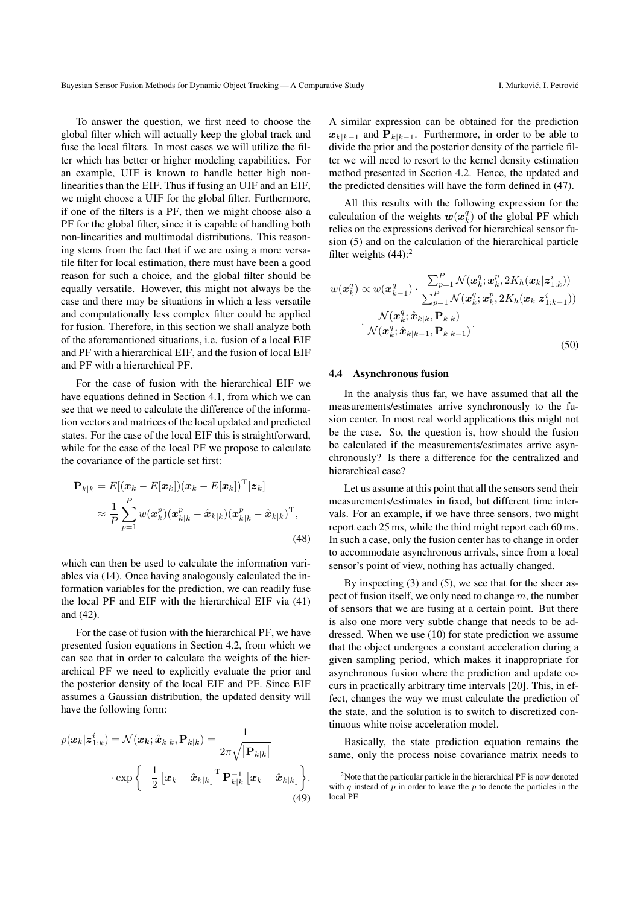To answer the question, we first need to choose the global filter which will actually keep the global track and fuse the local filters. In most cases we will utilize the filter which has better or higher modeling capabilities. For an example, UIF is known to handle better high non-linearities than the EIF. Thus if fusing an UIF and an EIF, we might choose a UIF for the global filter. Furthermore, if one of the filters is a PF, then we might choose also a PF for the global filter, since it is capable of handling both non-linearities and multimodal distributions. This reasoning stems from the fact that if we are using a more versatile filter for local estimation, there must have been a good reason for such a choice, and the global filter should be equally versatile. However, this might not always be the case and there may be situations in which a less versatile and computationally less complex filter could be applied for fusion. Therefore, in this section we shall analyze both of the aforementioned situations, i.e. fusion of a local EIF and PF with a hierarchical EIF, and the fusion of local EIF and PF with a hierarchical PF.

For the case of fusion with the hierarchical EIF we have equations defined in Section 4.1, from which we can see that we need to calculate the difference of the information vectors and matrices of the local updated and predicted states. For the case of the local EIF this is straightforward, while for the case of the local PF we propose to calculate the covariance of the particle set first:

$$\begin{aligned}\mathbf{P}_{k|k} &= E[(\boldsymbol{x}_k - E[\boldsymbol{x}_k])(\boldsymbol{x}_k - E[\boldsymbol{x}_k])^{\mathrm{T}}|\boldsymbol{z}_k] \\ &\approx \frac{1}{P}\sum_{p=1}^{P} w(\boldsymbol{x}_k^p)(\boldsymbol{x}_{k|k}^p - \hat{\boldsymbol{x}}_{k|k})(\boldsymbol{x}_{k|k}^p - \hat{\boldsymbol{x}}_{k|k})^{\mathrm{T}},\end{aligned} \tag{48}$$

which can then be used to calculate the information variables via (14). Once having analogously calculated the information variables for the prediction, we can readily fuse the local PF and EIF with the hierarchical EIF via (41) and (42).

For the case of fusion with the hierarchical PF, we have presented fusion equations in Section 4.2, from which we can see that in order to calculate the weights of the hierarchical PF we need to explicitly evaluate the prior and the posterior density of the local EIF and PF. Since EIF assumes a Gaussian distribution, the updated density will have the following form:

$$\begin{aligned}p(\boldsymbol{x}_k|\boldsymbol{z}_{1:k}^i) = \mathcal{N}(\boldsymbol{x}_{\boldsymbol{k}}; \hat{\boldsymbol{x}}_{k|k}, \mathbf{P}_{k|k}) = \frac{1}{2\pi\sqrt{|\mathbf{P}_{k|k}|}} \\ \cdot \exp\left\{-\frac{1}{2}\left[\boldsymbol{x}_k - \hat{\boldsymbol{x}}_{k|k}\right]^{\mathrm{T}}\mathbf{P}_{k|k}^{-1}\left[\boldsymbol{x}_k - \hat{\boldsymbol{x}}_{k|k}\right]\right\}.\end{aligned} \tag{49}$$

A similar expression can be obtained for the prediction $\boldsymbol{x}_{k|k-1}$ and $\mathbf{P}_{k|k-1}$. Furthermore, in order to be able to divide the prior and the posterior density of the particle filter we will need to resort to the kernel density estimation method presented in Section 4.2. Hence, the updated and the predicted densities will have the form defined in (47).

All this results with the following expression for the calculation of the weights $\boldsymbol{w}(\boldsymbol{x}_k^q)$ of the global PF which relies on the expressions derived for hierarchical sensor fusion (5) and on the calculation of the hierarchical particle filter weights (44):[2]

$$\begin{aligned}w(\boldsymbol{x}_k^q) \propto w(\boldsymbol{x}_{k-1}^q) \cdot \frac{\sum_{p=1}^{P}\mathcal{N}(\boldsymbol{x}_k^q; \boldsymbol{x}_k^p, 2K_h(\boldsymbol{x}_k|\boldsymbol{z}_{1:k}^i))}{\sum_{p=1}^{P}\mathcal{N}(\boldsymbol{x}_k^q; \boldsymbol{x}_k^p, 2K_h(\boldsymbol{x}_k|\boldsymbol{z}_{1:k-1}^i))} \\ \cdot \frac{\mathcal{N}(\boldsymbol{x}_k^q; \hat{\boldsymbol{x}}_{k|k}, \mathbf{P}_{k|k})}{\mathcal{N}(\boldsymbol{x}_k^q; \hat{\boldsymbol{x}}_{k|k-1}, \mathbf{P}_{k|k-1})}.\end{aligned} \tag{50}$$

### 4.4 Asynchronous fusion

In the analysis thus far, we have assumed that all the measurements/estimates arrive synchronously to the fusion center. In most real world applications this might not be the case. So, the question is, how should the fusion be calculated if the measurements/estimates arrive asynchronously? Is there a difference for the centralized and hierarchical case?

Let us assume at this point that all the sensors send their measurements/estimates in fixed, but different time intervals. For an example, if we have three sensors, two might report each 25 ms, while the third might report each 60 ms. In such a case, only the fusion center has to change in order to accommodate asynchronous arrivals, since from a local sensor's point of view, nothing has actually changed.

By inspecting (3) and (5), we see that for the sheer aspect of fusion itself, we only need to change $m$, the number of sensors that we are fusing at a certain point. But there is also one more very subtle change that needs to be addressed. When we use (10) for state prediction we assume that the object undergoes a constant acceleration during a given sampling period, which makes it inappropriate for asynchronous fusion where the prediction and update occurs in practically arbitrary time intervals [20]. This, in effect, changes the way we must calculate the prediction of the state, and the solution is to switch to discretized continuous white noise acceleration model.

Basically, the state prediction equation remains the same, only the process noise covariance matrix needs to

[2] Note that the particular particle in the hierarchical PF is now denoted with $q$ instead of $p$ in order to leave the $p$ to denote the particles in the local PF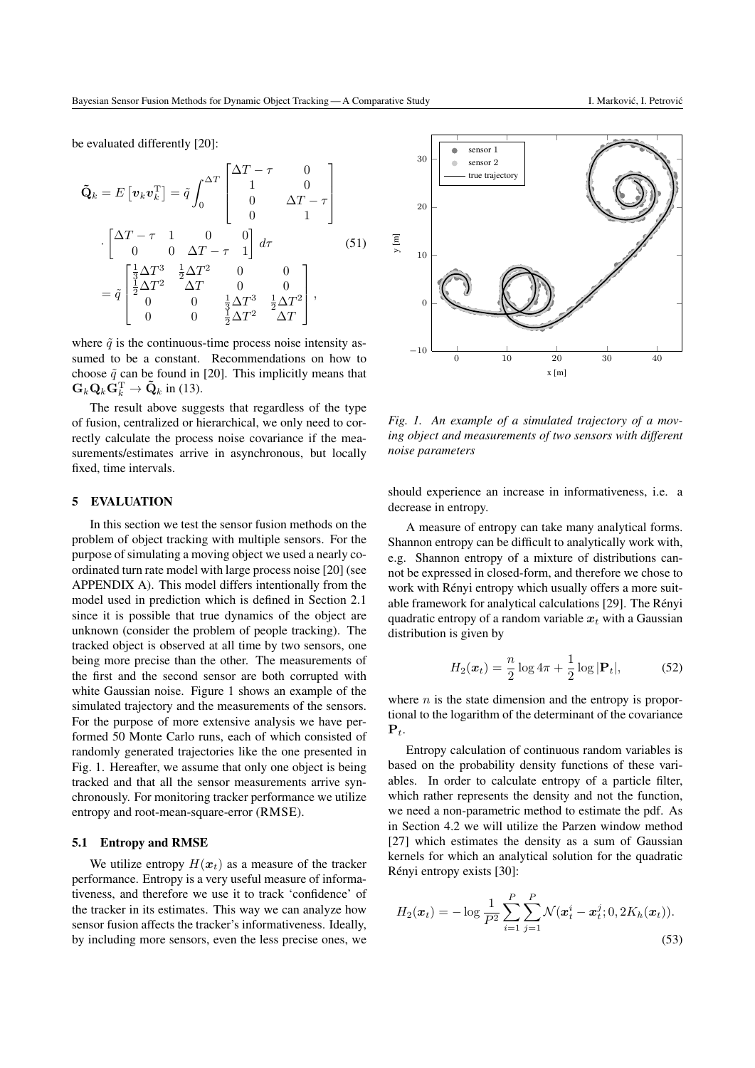be evaluated differently [20]:

$$
\begin{aligned}
\tilde{\mathbf{Q}}_k = E\left[\boldsymbol{v}_k \boldsymbol{v}_k^{\mathrm{T}}\right] &= \tilde{q} \int_0^{\Delta T} \begin{bmatrix} \Delta T - \tau & 0 \\ 1 & 0 \\ 0 & \Delta T - \tau \\ 0 & 1 \end{bmatrix} \\
&\cdot \begin{bmatrix} \Delta T - \tau & 1 & 0 & 0 \\ 0 & 0 & \Delta T - \tau & 1 \end{bmatrix} d\tau \\
&= \tilde{q} \begin{bmatrix} \frac{1}{3}\Delta T^3 & \frac{1}{2}\Delta T^2 & 0 & 0 \\ \frac{1}{2}\Delta T^2 & \Delta T & 0 & 0 \\ 0 & 0 & \frac{1}{3}\Delta T^3 & \frac{1}{2}\Delta T^2 \\ 0 & 0 & \frac{1}{2}\Delta T^2 & \Delta T \end{bmatrix},
\end{aligned}
\tag{51}
$$

where $\tilde{q}$ is the continuous-time process noise intensity assumed to be a constant. Recommendations on how to choose $\tilde{q}$ can be found in [20]. This implicitly means that $\mathbf{G}_k \mathbf{Q}_k \mathbf{G}_k^{\mathrm{T}} \rightarrow \tilde{\mathbf{Q}}_k$ in (13).

The result above suggests that regardless of the type of fusion, centralized or hierarchical, we only need to correctly calculate the process noise covariance if the measurements/estimates arrive in asynchronous, but locally fixed, time intervals.

## 5 EVALUATION

In this section we test the sensor fusion methods on the problem of object tracking with multiple sensors. For the purpose of simulating a moving object we used a nearly coordinated turn rate model with large process noise [20] (see APPENDIX A). This model differs intentionally from the model used in prediction which is defined in Section 2.1 since it is possible that true dynamics of the object are unknown (consider the problem of people tracking). The tracked object is observed at all time by two sensors, one being more precise than the other. The measurements of the first and the second sensor are both corrupted with white Gaussian noise. Figure 1 shows an example of the simulated trajectory and the measurements of the sensors. For the purpose of more extensive analysis we have performed 50 Monte Carlo runs, each of which consisted of randomly generated trajectories like the one presented in Fig. 1. Hereafter, we assume that only one object is being tracked and that all the sensor measurements arrive synchronously. For monitoring tracker performance we utilize entropy and root-mean-square-error (RMSE).

*Fig. 1. An example of a simulated trajectory of a moving object and measurements of two sensors with different noise parameters*

### 5.1 Entropy and RMSE

We utilize entropy $H(\boldsymbol{x}_t)$ as a measure of the tracker performance. Entropy is a very useful measure of informativeness, and therefore we use it to track 'confidence' of the tracker in its estimates. This way we can analyze how sensor fusion affects the tracker's informativeness. Ideally, by including more sensors, even the less precise ones, we should experience an increase in informativeness, i.e. a decrease in entropy.

A measure of entropy can take many analytical forms. Shannon entropy can be difficult to analytically work with, e.g. Shannon entropy of a mixture of distributions cannot be expressed in closed-form, and therefore we chose to work with Rényi entropy which usually offers a more suitable framework for analytical calculations [29]. The Rényi quadratic entropy of a random variable $\boldsymbol{x}_t$ with a Gaussian distribution is given by

$$
H_2(\boldsymbol{x}_t) = \frac{n}{2} \log 4\pi + \frac{1}{2} \log |\mathbf{P}_t|, \tag{52}
$$

where $n$ is the state dimension and the entropy is proportional to the logarithm of the determinant of the covariance $\mathbf{P}_t$.

Entropy calculation of continuous random variables is based on the probability density functions of these variables. In order to calculate entropy of a particle filter, which rather represents the density and not the function, we need a non-parametric method to estimate the pdf. As in Section 4.2 we will utilize the Parzen window method [27] which estimates the density as a sum of Gaussian kernels for which an analytical solution for the quadratic Rényi entropy exists [30]:

$$
H_2(\boldsymbol{x}_t) = -\log \frac{1}{P^2} \sum_{i=1}^{P} \sum_{j=1}^{P} \mathcal{N}(\boldsymbol{x}_t^i - \boldsymbol{x}_t^j; 0, 2K_h(\boldsymbol{x}_t)). \tag{53}
$$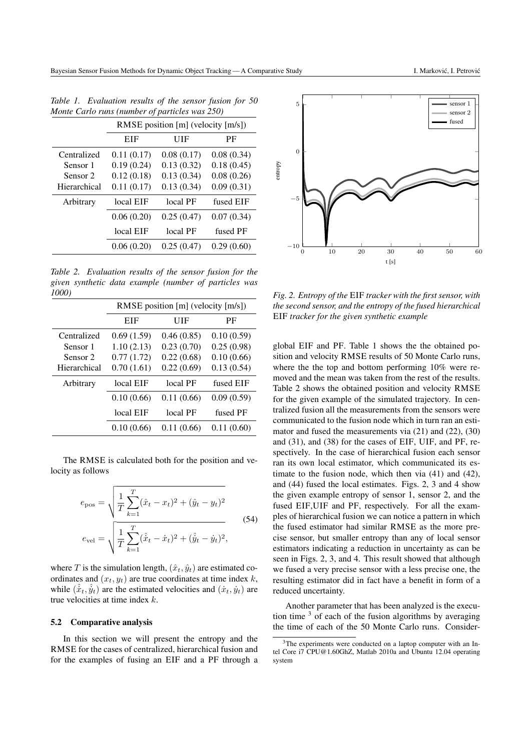*Table 1. Evaluation results of the sensor fusion for 50 Monte Carlo runs (number of particles was 250)*

| | RMSE position [m] (velocity [m/s]) | | |
|---|---|---|---|
| | EIF | UIF | PF |
| Centralized | 0.11 (0.17) | 0.08 (0.17) | 0.08 (0.34) |
| Sensor 1 | 0.19 (0.24) | 0.13 (0.32) | 0.18 (0.45) |
| Sensor 2 | 0.12 (0.18) | 0.13 (0.34) | 0.08 (0.26) |
| Hierarchical | 0.11 (0.17) | 0.13 (0.34) | 0.09 (0.31) |
| Arbitrary | local EIF | local PF | fused EIF |
| | 0.06 (0.20) | 0.25 (0.47) | 0.07 (0.34) |
| | local EIF | local PF | fused PF |
| | 0.06 (0.20) | 0.25 (0.47) | 0.29 (0.60) |

*Table 2. Evaluation results of the sensor fusion for the given synthetic data example (number of particles was 1000)*

| | RMSE position [m] (velocity [m/s]) | | |
|---|---|---|---|
| | EIF | UIF | PF |
| Centralized | 0.69 (1.59) | 0.46 (0.85) | 0.10 (0.59) |
| Sensor 1 | 1.10 (2.13) | 0.23 (0.70) | 0.25 (0.98) |
| Sensor 2 | 0.77 (1.72) | 0.22 (0.68) | 0.10 (0.66) |
| Hierarchical | 0.70 (1.61) | 0.22 (0.69) | 0.13 (0.54) |
| Arbitrary | local EIF | local PF | fused EIF |
| | 0.10 (0.66) | 0.11 (0.66) | 0.09 (0.59) |
| | local EIF | local PF | fused PF |
| | 0.10 (0.66) | 0.11 (0.66) | 0.11 (0.60) |

The RMSE is calculated both for the position and velocity as follows

$$
\begin{aligned}
e_{\mathrm{pos}} &= \sqrt{\frac{1}{T}\sum_{k=1}^{T}(\hat{x}_t - x_t)^2 + (\hat{y}_t - y_t)^2} \\
e_{\mathrm{vel}} &= \sqrt{\frac{1}{T}\sum_{k=1}^{T}(\hat{\dot{x}}_t - \dot{x}_t)^2 + (\hat{\dot{y}}_t - \dot{y}_t)^2},
\end{aligned}
\tag{54}
$$

where $T$ is the simulation length, $(\hat{x}_t, \hat{y}_t)$ are estimated coordinates and $(x_t, y_t)$ are true coordinates at time index $k$, while $(\hat{\dot{x}}_t, \hat{\dot{y}}_t)$ are the estimated velocities and $(\dot{x}_t, \dot{y}_t)$ are true velocities at time index $k$.

### 5.2 Comparative analysis

In this section we will present the entropy and the RMSE for the cases of centralized, hierarchical fusion and for the examples of fusing an EIF and a PF through a global EIF and PF. Table 1 shows the the obtained position and velocity RMSE results of 50 Monte Carlo runs, where the the top and bottom performing 10% were removed and the mean was taken from the rest of the results. Table 2 shows the obtained position and velocity RMSE for the given example of the simulated trajectory. In centralized fusion all the measurements from the sensors were communicated to the fusion node which in turn ran an estimator and fused the measurements via (21) and (22), (30) and (31), and (38) for the cases of EIF, UIF, and PF, respectively. In the case of hierarchical fusion each sensor ran its own local estimator, which communicated its estimate to the fusion node, which then via (41) and (42), and (44) fused the local estimates. Figs. 2, 3 and 4 show the given example entropy of sensor 1, sensor 2, and the fused EIF,UIF and PF, respectively. For all the examples of hierarchical fusion we can notice a pattern in which the fused estimator had similar RMSE as the more precise sensor, but smaller entropy than any of local sensor estimators indicating a reduction in uncertainty as can be seen in Figs. 2, 3, and 4. This result showed that although we fused a very precise sensor with a less precise one, the resulting estimator did in fact have a benefit in form of a reduced uncertainty.

*Fig. 2. Entropy of the* EIF *tracker with the first sensor, with the second sensor, and the entropy of the fused hierarchical* EIF *tracker for the given synthetic example*

Another parameter that has been analyzed is the execution time [3] of each of the fusion algorithms by averaging the time of each of the 50 Monte Carlo runs. Consider-

[3] The experiments were conducted on a laptop computer with an Intel Core i7 CPU@1.60GHz, Matlab 2010a and Ubuntu 12.04 operating system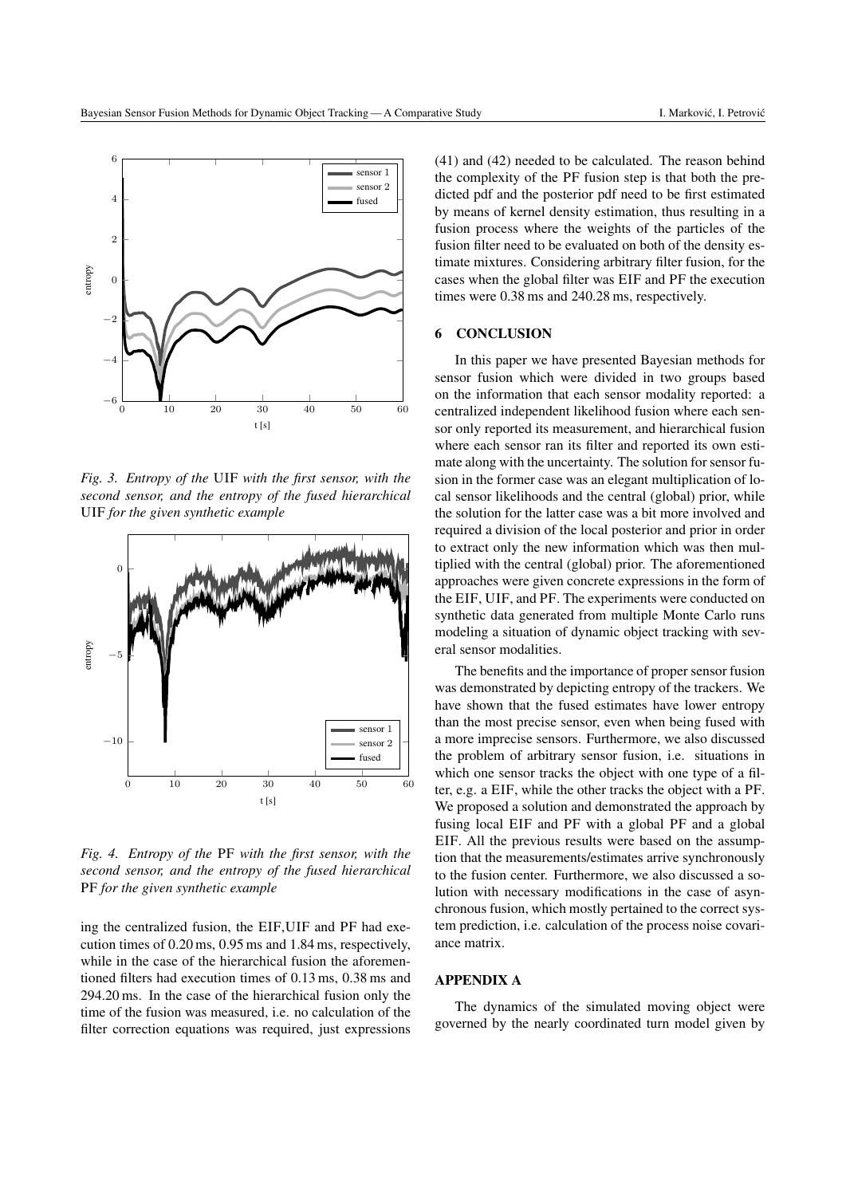6
4
2
0
−2
−4
−6
entropy
0 10 20 30 40 50 60
t [s]
sensor 1
sensor 2
fused

*Fig. 3. Entropy of the* UIF *with the first sensor, with the second sensor, and the entropy of the fused hierarchical* UIF *for the given synthetic example*

0
−5
−10
entropy
0 10 20 30 40 50 60
t [s]
sensor 1
sensor 2
fused

*Fig. 4. Entropy of the* PF *with the first sensor, with the second sensor, and the entropy of the fused hierarchical* PF *for the given synthetic example*

ing the centralized fusion, the EIF,UIF and PF had execution times of 0.20 ms, 0.95 ms and 1.84 ms, respectively, while in the case of the hierarchical fusion the aforementioned filters had execution times of 0.13 ms, 0.38 ms and 294.20 ms. In the case of the hierarchical fusion only the time of the fusion was measured, i.e. no calculation of the filter correction equations was required, just expressions (41) and (42) needed to be calculated. The reason behind the complexity of the PF fusion step is that both the predicted pdf and the posterior pdf need to be first estimated by means of kernel density estimation, thus resulting in a fusion process where the weights of the particles of the fusion filter need to be evaluated on both of the density estimate mixtures. Considering arbitrary filter fusion, for the cases when the global filter was EIF and PF the execution times were 0.38 ms and 240.28 ms, respectively.

## 6 CONCLUSION

In this paper we have presented Bayesian methods for sensor fusion which were divided in two groups based on the information that each sensor modality reported: a centralized independent likelihood fusion where each sensor only reported its measurement, and hierarchical fusion where each sensor ran its filter and reported its own estimate along with the uncertainty. The solution for sensor fusion in the former case was an elegant multiplication of local sensor likelihoods and the central (global) prior, while the solution for the latter case was a bit more involved and required a division of the local posterior and prior in order to extract only the new information which was then multiplied with the central (global) prior. The aforementioned approaches were given concrete expressions in the form of the EIF, UIF, and PF. The experiments were conducted on synthetic data generated from multiple Monte Carlo runs modeling a situation of dynamic object tracking with several sensor modalities.

The benefits and the importance of proper sensor fusion was demonstrated by depicting entropy of the trackers. We have shown that the fused estimates have lower entropy than the most precise sensor, even when being fused with a more imprecise sensors. Furthermore, we also discussed the problem of arbitrary sensor fusion, i.e. situations in which one sensor tracks the object with one type of a filter, e.g. a EIF, while the other tracks the object with a PF. We proposed a solution and demonstrated the approach by fusing local EIF and PF with a global PF and a global EIF. All the previous results were based on the assumption that the measurements/estimates arrive synchronously to the fusion center. Furthermore, we also discussed a solution with necessary modifications in the case of asynchronous fusion, which mostly pertained to the correct system prediction, i.e. calculation of the process noise covariance matrix.

## APPENDIX A

The dynamics of the simulated moving object were governed by the nearly coordinated turn model given by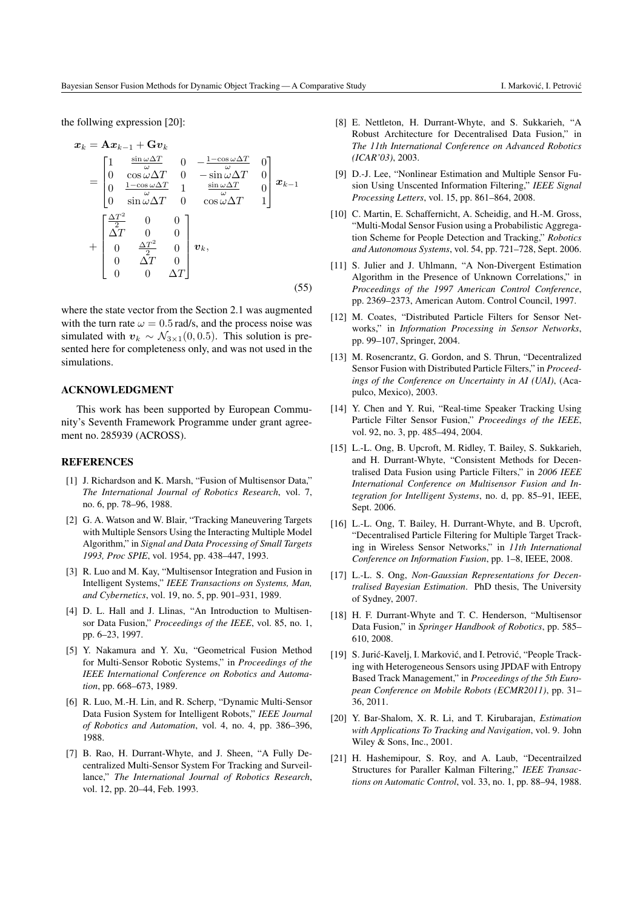the follwing expression [20]:

$$
\begin{aligned}
\boldsymbol{x}_k &= \mathbf{A}\boldsymbol{x}_{k-1} + \mathbf{G}\boldsymbol{v}_k \\
&= \begin{bmatrix} 1 & \frac{\sin \omega \Delta T}{\omega} & 0 & -\frac{1-\cos \omega \Delta T}{\omega} & 0 \\ 0 & \cos \omega \Delta T & 0 & -\sin \omega \Delta T & 0 \\ 0 & \frac{1-\cos \omega \Delta T}{\omega} & 1 & \frac{\sin \omega \Delta T}{\omega} & 0 \\ 0 & \sin \omega \Delta T & 0 & \cos \omega \Delta T & 1 \end{bmatrix} \boldsymbol{x}_{k-1} \\
&+ \begin{bmatrix} \frac{\Delta T^2}{2} & 0 & 0 \\ \Delta T & 0 & 0 \\ 0 & \frac{\Delta T^2}{2} & 0 \\ 0 & \Delta T & 0 \\ 0 & 0 & \Delta T \end{bmatrix} \boldsymbol{v}_k,
\end{aligned}
\tag{55}
$$

where the state vector from the Section 2.1 was augmented with the turn rate $\omega = 0.5$ rad/s, and the process noise was simulated with $\boldsymbol{v}_k \sim \mathcal{N}_{3\times 1}(0, 0.5)$. This solution is presented here for completeness only, and was not used in the simulations.

## ACKNOWLEDGMENT

This work has been supported by European Community's Seventh Framework Programme under grant agreement no. 285939 (ACROSS).

## REFERENCES

[1] J. Richardson and K. Marsh, "Fusion of Multisensor Data," *The International Journal of Robotics Research*, vol. 7, no. 6, pp. 78–96, 1988.

[2] G. A. Watson and W. Blair, "Tracking Maneuvering Targets with Multiple Sensors Using the Interacting Multiple Model Algorithm," in *Signal and Data Processing of Small Targets 1993, Proc SPIE*, vol. 1954, pp. 438–447, 1993.

[3] R. Luo and M. Kay, "Multisensor Integration and Fusion in Intelligent Systems," *IEEE Transactions on Systems, Man, and Cybernetics*, vol. 19, no. 5, pp. 901–931, 1989.

[4] D. L. Hall and J. Llinas, "An Introduction to Multisensor Data Fusion," *Proceedings of the IEEE*, vol. 85, no. 1, pp. 6–23, 1997.

[5] Y. Nakamura and Y. Xu, "Geometrical Fusion Method for Multi-Sensor Robotic Systems," in *Proceedings of the IEEE International Conference on Robotics and Automation*, pp. 668–673, 1989.

[6] R. Luo, M.-H. Lin, and R. Scherp, "Dynamic Multi-Sensor Data Fusion System for Intelligent Robots," *IEEE Journal of Robotics and Automation*, vol. 4, no. 4, pp. 386–396, 1988.

[7] B. Rao, H. Durrant-Whyte, and J. Sheen, "A Fully Decentralized Multi-Sensor System For Tracking and Surveillance," *The International Journal of Robotics Research*, vol. 12, pp. 20–44, Feb. 1993.

[8] E. Nettleton, H. Durrant-Whyte, and S. Sukkarieh, "A Robust Architecture for Decentralised Data Fusion," in *The 11th International Conference on Advanced Robotics (ICAR'03)*, 2003.

[9] D.-J. Lee, "Nonlinear Estimation and Multiple Sensor Fusion Using Unscented Information Filtering," *IEEE Signal Processing Letters*, vol. 15, pp. 861–864, 2008.

[10] C. Martin, E. Schaffernicht, A. Scheidig, and H.-M. Gross, "Multi-Modal Sensor Fusion using a Probabilistic Aggregation Scheme for People Detection and Tracking," *Robotics and Autonomous Systems*, vol. 54, pp. 721–728, Sept. 2006.

[11] S. Julier and J. Uhlmann, "A Non-Divergent Estimation Algorithm in the Presence of Unknown Correlations," in *Proceedings of the 1997 American Control Conference*, pp. 2369–2373, American Autom. Control Council, 1997.

[12] M. Coates, "Distributed Particle Filters for Sensor Networks," in *Information Processing in Sensor Networks*, pp. 99–107, Springer, 2004.

[13] M. Rosencrantz, G. Gordon, and S. Thrun, "Decentralized Sensor Fusion with Distributed Particle Filters," in *Proceedings of the Conference on Uncertainty in AI (UAI)*, (Acapulco, Mexico), 2003.

[14] Y. Chen and Y. Rui, "Real-time Speaker Tracking Using Particle Filter Sensor Fusion," *Proceedings of the IEEE*, vol. 92, no. 3, pp. 485–494, 2004.

[15] L.-L. Ong, B. Upcroft, M. Ridley, T. Bailey, S. Sukkarieh, and H. Durrant-Whyte, "Consistent Methods for Decentralised Data Fusion using Particle Filters," in *2006 IEEE International Conference on Multisensor Fusion and Integration for Intelligent Systems*, no. d, pp. 85–91, IEEE, Sept. 2006.

[16] L.-L. Ong, T. Bailey, H. Durrant-Whyte, and B. Upcroft, "Decentralised Particle Filtering for Multiple Target Tracking in Wireless Sensor Networks," in *11th International Conference on Information Fusion*, pp. 1–8, IEEE, 2008.

[17] L.-L. S. Ong, *Non-Gaussian Representations for Decentralised Bayesian Estimation*. PhD thesis, The University of Sydney, 2007.

[18] H. F. Durrant-Whyte and T. C. Henderson, "Multisensor Data Fusion," in *Springer Handbook of Robotics*, pp. 585–610, 2008.

[19] S. Jurić-Kavelj, I. Marković, and I. Petrović, "People Tracking with Heterogeneous Sensors using JPDAF with Entropy Based Track Management," in *Proceedings of the 5th European Conference on Mobile Robots (ECMR2011)*, pp. 31–36, 2011.

[20] Y. Bar-Shalom, X. R. Li, and T. Kirubarajan, *Estimation with Applications To Tracking and Navigation*, vol. 9. John Wiley & Sons, Inc., 2001.

[21] H. Hashemipour, S. Roy, and A. Laub, "Decentrailzed Structures for Paraller Kalman Filtering," *IEEE Transactions on Automatic Control*, vol. 33, no. 1, pp. 88–94, 1988.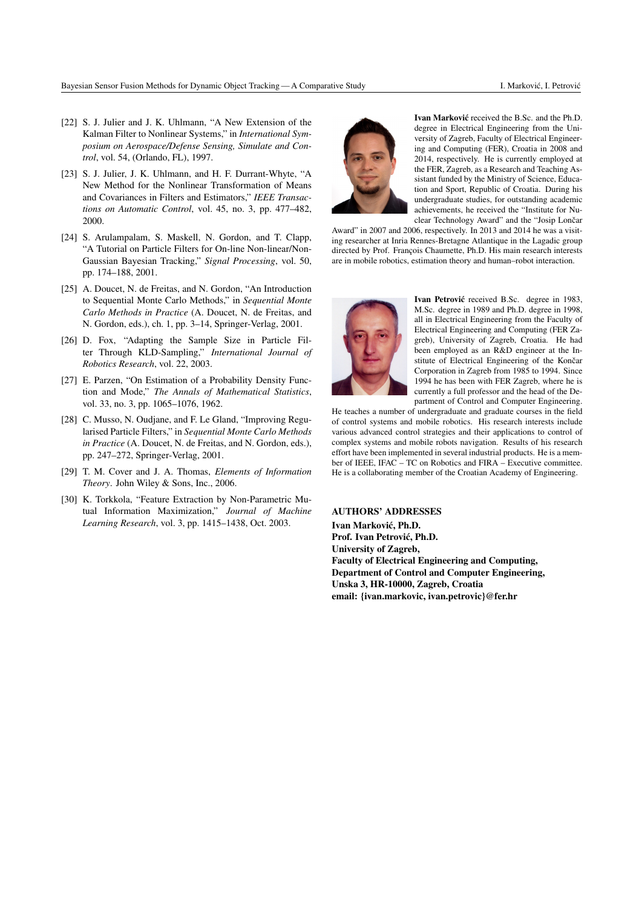[22] S. J. Julier and J. K. Uhlmann, "A New Extension of the Kalman Filter to Nonlinear Systems," in *International Symposium on Aerospace/Defense Sensing, Simulate and Control*, vol. 54, (Orlando, FL), 1997.

[23] S. J. Julier, J. K. Uhlmann, and H. F. Durrant-Whyte, "A New Method for the Nonlinear Transformation of Means and Covariances in Filters and Estimators," *IEEE Transactions on Automatic Control*, vol. 45, no. 3, pp. 477–482, 2000.

[24] S. Arulampalam, S. Maskell, N. Gordon, and T. Clapp, "A Tutorial on Particle Filters for On-line Non-linear/Non-Gaussian Bayesian Tracking," *Signal Processing*, vol. 50, pp. 174–188, 2001.

[25] A. Doucet, N. de Freitas, and N. Gordon, "An Introduction to Sequential Monte Carlo Methods," in *Sequential Monte Carlo Methods in Practice* (A. Doucet, N. de Freitas, and N. Gordon, eds.), ch. 1, pp. 3–14, Springer-Verlag, 2001.

[26] D. Fox, "Adapting the Sample Size in Particle Filter Through KLD-Sampling," *International Journal of Robotics Research*, vol. 22, 2003.

[27] E. Parzen, "On Estimation of a Probability Density Function and Mode," *The Annals of Mathematical Statistics*, vol. 33, no. 3, pp. 1065–1076, 1962.

[28] C. Musso, N. Oudjane, and F. Le Gland, "Improving Regularised Particle Filters," in *Sequential Monte Carlo Methods in Practice* (A. Doucet, N. de Freitas, and N. Gordon, eds.), pp. 247–272, Springer-Verlag, 2001.

[29] T. M. Cover and J. A. Thomas, *Elements of Information Theory*. John Wiley & Sons, Inc., 2006.

[30] K. Torkkola, "Feature Extraction by Non-Parametric Mutual Information Maximization," *Journal of Machine Learning Research*, vol. 3, pp. 1415–1438, Oct. 2003.

**Ivan Marković** received the B.Sc. and the Ph.D. degree in Electrical Engineering from the University of Zagreb, Faculty of Electrical Engineering and Computing (FER), Croatia in 2008 and 2014, respectively. He is currently employed at the FER, Zagreb, as a Research and Teaching Assistant funded by the Ministry of Science, Education and Sport, Republic of Croatia. During his undergraduate studies, for outstanding academic achievements, he received the "Institute for Nuclear Technology Award" and the "Josip Lončar Award" in 2007 and 2006, respectively. In 2013 and 2014 he was a visiting researcher at Inria Rennes-Bretagne Atlantique in the Lagadic group directed by Prof. François Chaumette, Ph.D. His main research interests are in mobile robotics, estimation theory and human–robot interaction.

**Ivan Petrović** received B.Sc. degree in 1983, M.Sc. degree in 1989 and Ph.D. degree in 1998, all in Electrical Engineering from the Faculty of Electrical Engineering and Computing (FER Zagreb), University of Zagreb, Croatia. He had been employed as an R&D engineer at the Institute of Electrical Engineering of the Končar Corporation in Zagreb from 1985 to 1994. Since 1994 he has been with FER Zagreb, where he is currently a full professor and the head of the Department of Control and Computer Engineering. He teaches a number of undergraduate and graduate courses in the field of control systems and mobile robotics. His research interests include various advanced control strategies and their applications to control of complex systems and mobile robots navigation. Results of his research effort have been implemented in several industrial products. He is a member of IEEE, IFAC – TC on Robotics and FIRA – Executive committee. He is a collaborating member of the Croatian Academy of Engineering.

## AUTHORS' ADDRESSES

**Ivan Marković, Ph.D.**
**Prof. Ivan Petrović, Ph.D.**
**University of Zagreb,**
**Faculty of Electrical Engineering and Computing,**
**Department of Control and Computer Engineering,**
**Unska 3, HR-10000, Zagreb, Croatia**
**email: {ivan.markovic, ivan.petrovic}@fer.hr**